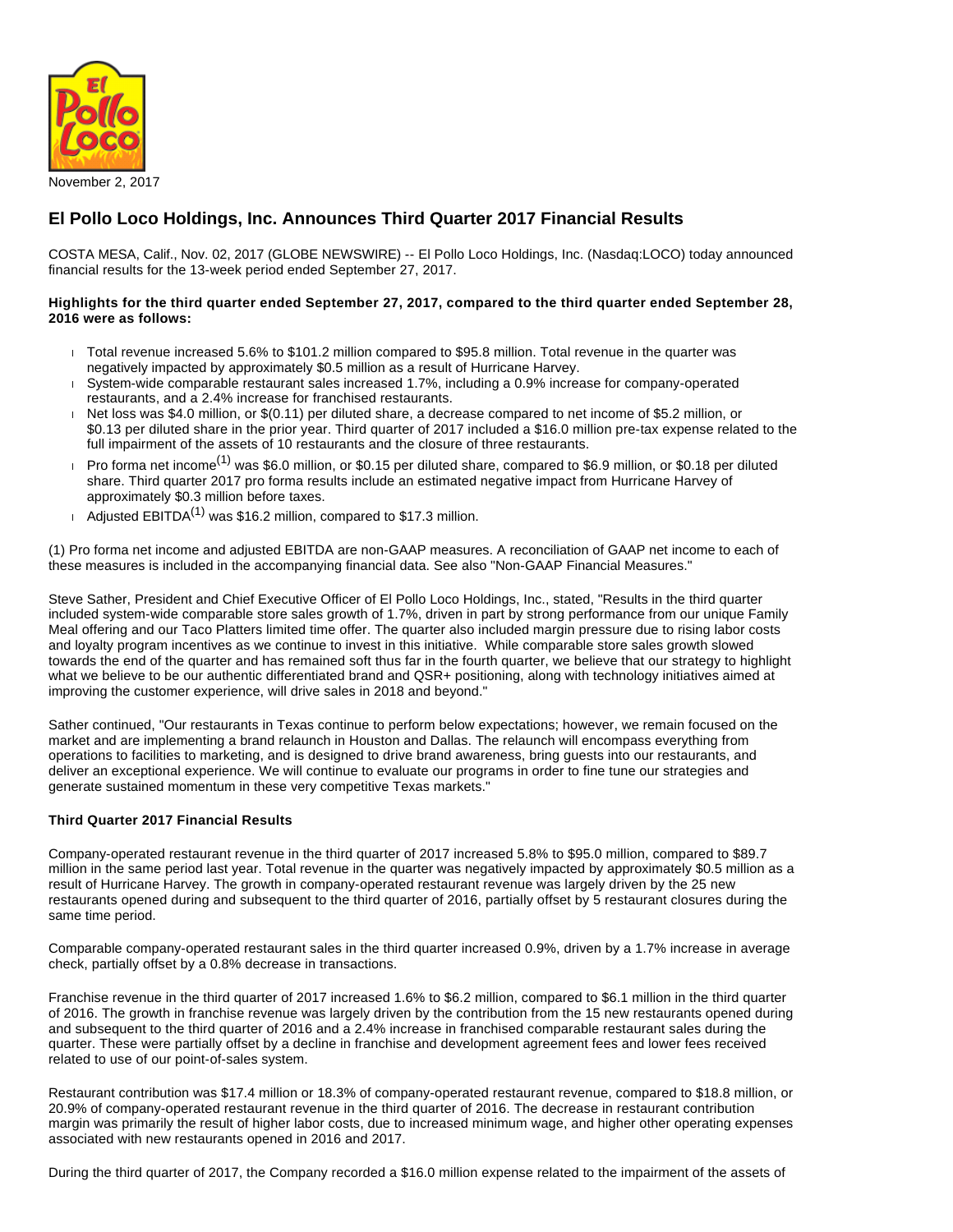November 2, 2017

## El Pollo Loco Holdings, Inc. Announces Third Quarter 2017 Financial Results

COSTA MESA, Calif., Nov. 02, 2017 (GLOBE NEWSWIRE) -- El Pollo Loco Holdings, Inc. (Nasdaq:LOCO) today announced financial results for the 13-week period ended September 27, 2017.

**Highlights for the third quarter ended September 27, 2017, compared to the third quarter ended September 28, 2016 were as follows:**

- Total revenue increased 5.6% to $101.2 million compared to $95.8 million. Total revenue in the quarter was negatively impacted by approximately $0.5 million as a result of Hurricane Harvey.
- System-wide comparable restaurant sales increased 1.7%, including a 0.9% increase for company-operated restaurants, and a 2.4% increase for franchised restaurants.
- Net loss was $4.0 million, or $(0.11) per diluted share, a decrease compared to net income of $5.2 million, or $0.13 per diluted share in the prior year. Third quarter of 2017 included a $16.0 million pre-tax expense related to the full impairment of the assets of 10 restaurants and the closure of three restaurants.
- Pro forma net income[(1)] was $6.0 million, or $0.15 per diluted share, compared to $6.9 million, or $0.18 per diluted share. Third quarter 2017 pro forma results include an estimated negative impact from Hurricane Harvey of approximately $0.3 million before taxes.
- Adjusted EBITDA[(1)] was $16.2 million, compared to $17.3 million.

(1) Pro forma net income and adjusted EBITDA are non-GAAP measures. A reconciliation of GAAP net income to each of these measures is included in the accompanying financial data. See also "Non-GAAP Financial Measures."

Steve Sather, President and Chief Executive Officer of El Pollo Loco Holdings, Inc., stated, "Results in the third quarter included system-wide comparable store sales growth of 1.7%, driven in part by strong performance from our unique Family Meal offering and our Taco Platters limited time offer. The quarter also included margin pressure due to rising labor costs and loyalty program incentives as we continue to invest in this initiative. While comparable store sales growth slowed towards the end of the quarter and has remained soft thus far in the fourth quarter, we believe that our strategy to highlight what we believe to be our authentic differentiated brand and QSR+ positioning, along with technology initiatives aimed at improving the customer experience, will drive sales in 2018 and beyond."

Sather continued, "Our restaurants in Texas continue to perform below expectations; however, we remain focused on the market and are implementing a brand relaunch in Houston and Dallas. The relaunch will encompass everything from operations to facilities to marketing, and is designed to drive brand awareness, bring guests into our restaurants, and deliver an exceptional experience. We will continue to evaluate our programs in order to fine tune our strategies and generate sustained momentum in these very competitive Texas markets."

**Third Quarter 2017 Financial Results**

Company-operated restaurant revenue in the third quarter of 2017 increased 5.8% to $95.0 million, compared to $89.7 million in the same period last year. Total revenue in the quarter was negatively impacted by approximately $0.5 million as a result of Hurricane Harvey. The growth in company-operated restaurant revenue was largely driven by the 25 new restaurants opened during and subsequent to the third quarter of 2016, partially offset by 5 restaurant closures during the same time period.

Comparable company-operated restaurant sales in the third quarter increased 0.9%, driven by a 1.7% increase in average check, partially offset by a 0.8% decrease in transactions.

Franchise revenue in the third quarter of 2017 increased 1.6% to $6.2 million, compared to $6.1 million in the third quarter of 2016. The growth in franchise revenue was largely driven by the contribution from the 15 new restaurants opened during and subsequent to the third quarter of 2016 and a 2.4% increase in franchised comparable restaurant sales during the quarter. These were partially offset by a decline in franchise and development agreement fees and lower fees received related to use of our point-of-sales system.

Restaurant contribution was $17.4 million or 18.3% of company-operated restaurant revenue, compared to $18.8 million, or 20.9% of company-operated restaurant revenue in the third quarter of 2016. The decrease in restaurant contribution margin was primarily the result of higher labor costs, due to increased minimum wage, and higher other operating expenses associated with new restaurants opened in 2016 and 2017.

During the third quarter of 2017, the Company recorded a $16.0 million expense related to the impairment of the assets of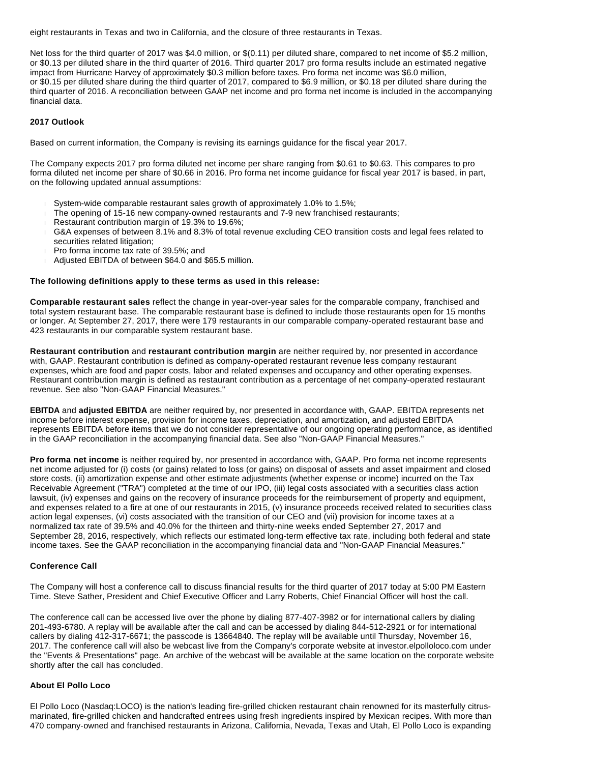eight restaurants in Texas and two in California, and the closure of three restaurants in Texas.

Net loss for the third quarter of 2017 was $4.0 million, or $(0.11) per diluted share, compared to net income of $5.2 million, or $0.13 per diluted share in the third quarter of 2016. Third quarter 2017 pro forma results include an estimated negative impact from Hurricane Harvey of approximately $0.3 million before taxes. Pro forma net income was $6.0 million, or $0.15 per diluted share during the third quarter of 2017, compared to $6.9 million, or $0.18 per diluted share during the third quarter of 2016. A reconciliation between GAAP net income and pro forma net income is included in the accompanying financial data.

**2017 Outlook**

Based on current information, the Company is revising its earnings guidance for the fiscal year 2017.

The Company expects 2017 pro forma diluted net income per share ranging from $0.61 to $0.63. This compares to pro forma diluted net income per share of $0.66 in 2016. Pro forma net income guidance for fiscal year 2017 is based, in part, on the following updated annual assumptions:

- System-wide comparable restaurant sales growth of approximately 1.0% to 1.5%;
- The opening of 15-16 new company-owned restaurants and 7-9 new franchised restaurants;
- Restaurant contribution margin of 19.3% to 19.6%;
- G&A expenses of between 8.1% and 8.3% of total revenue excluding CEO transition costs and legal fees related to securities related litigation;
- Pro forma income tax rate of 39.5%; and
- Adjusted EBITDA of between $64.0 and $65.5 million.

**The following definitions apply to these terms as used in this release:**

**Comparable restaurant sales** reflect the change in year-over-year sales for the comparable company, franchised and total system restaurant base. The comparable restaurant base is defined to include those restaurants open for 15 months or longer. At September 27, 2017, there were 179 restaurants in our comparable company-operated restaurant base and 423 restaurants in our comparable system restaurant base.

**Restaurant contribution** and **restaurant contribution margin** are neither required by, nor presented in accordance with, GAAP. Restaurant contribution is defined as company-operated restaurant revenue less company restaurant expenses, which are food and paper costs, labor and related expenses and occupancy and other operating expenses. Restaurant contribution margin is defined as restaurant contribution as a percentage of net company-operated restaurant revenue. See also "Non-GAAP Financial Measures."

**EBITDA** and **adjusted EBITDA** are neither required by, nor presented in accordance with, GAAP. EBITDA represents net income before interest expense, provision for income taxes, depreciation, and amortization, and adjusted EBITDA represents EBITDA before items that we do not consider representative of our ongoing operating performance, as identified in the GAAP reconciliation in the accompanying financial data. See also "Non-GAAP Financial Measures."

**Pro forma net income** is neither required by, nor presented in accordance with, GAAP. Pro forma net income represents net income adjusted for (i) costs (or gains) related to loss (or gains) on disposal of assets and asset impairment and closed store costs, (ii) amortization expense and other estimate adjustments (whether expense or income) incurred on the Tax Receivable Agreement ("TRA") completed at the time of our IPO, (iii) legal costs associated with a securities class action lawsuit, (iv) expenses and gains on the recovery of insurance proceeds for the reimbursement of property and equipment, and expenses related to a fire at one of our restaurants in 2015, (v) insurance proceeds received related to securities class action legal expenses, (vi) costs associated with the transition of our CEO and (vii) provision for income taxes at a normalized tax rate of 39.5% and 40.0% for the thirteen and thirty-nine weeks ended September 27, 2017 and September 28, 2016, respectively, which reflects our estimated long-term effective tax rate, including both federal and state income taxes. See the GAAP reconciliation in the accompanying financial data and "Non-GAAP Financial Measures."

**Conference Call**

The Company will host a conference call to discuss financial results for the third quarter of 2017 today at 5:00 PM Eastern Time. Steve Sather, President and Chief Executive Officer and Larry Roberts, Chief Financial Officer will host the call.

The conference call can be accessed live over the phone by dialing 877-407-3982 or for international callers by dialing 201-493-6780. A replay will be available after the call and can be accessed by dialing 844-512-2921 or for international callers by dialing 412-317-6671; the passcode is 13664840. The replay will be available until Thursday, November 16, 2017. The conference call will also be webcast live from the Company's corporate website at investor.elpolloloco.com under the "Events & Presentations" page. An archive of the webcast will be available at the same location on the corporate website shortly after the call has concluded.

**About El Pollo Loco**

El Pollo Loco (Nasdaq:LOCO) is the nation's leading fire-grilled chicken restaurant chain renowned for its masterfully citrus-marinated, fire-grilled chicken and handcrafted entrees using fresh ingredients inspired by Mexican recipes. With more than 470 company-owned and franchised restaurants in Arizona, California, Nevada, Texas and Utah, El Pollo Loco is expanding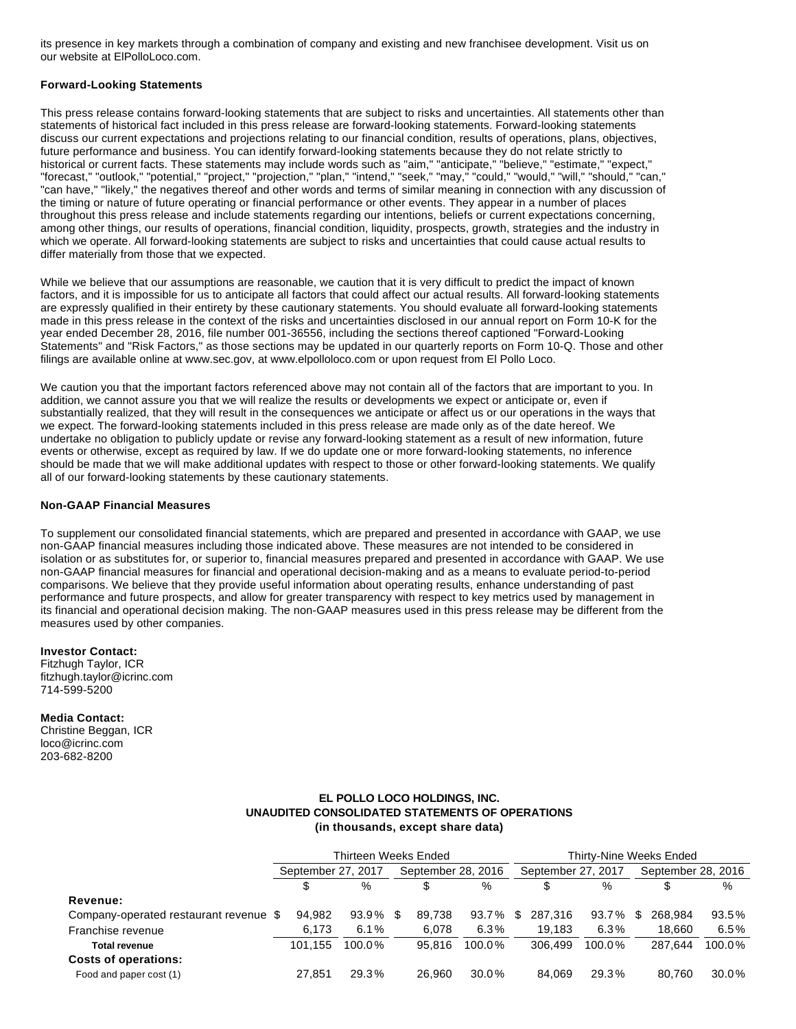its presence in key markets through a combination of company and existing and new franchisee development. Visit us on our website at ElPolloLoco.com.

**Forward-Looking Statements**

This press release contains forward-looking statements that are subject to risks and uncertainties. All statements other than statements of historical fact included in this press release are forward-looking statements. Forward-looking statements discuss our current expectations and projections relating to our financial condition, results of operations, plans, objectives, future performance and business. You can identify forward-looking statements because they do not relate strictly to historical or current facts. These statements may include words such as "aim," "anticipate," "believe," "estimate," "expect," "forecast," "outlook," "potential," "project," "projection," "plan," "intend," "seek," "may," "could," "would," "will," "should," "can," "can have," "likely," the negatives thereof and other words and terms of similar meaning in connection with any discussion of the timing or nature of future operating or financial performance or other events. They appear in a number of places throughout this press release and include statements regarding our intentions, beliefs or current expectations concerning, among other things, our results of operations, financial condition, liquidity, prospects, growth, strategies and the industry in which we operate. All forward-looking statements are subject to risks and uncertainties that could cause actual results to differ materially from those that we expected.

While we believe that our assumptions are reasonable, we caution that it is very difficult to predict the impact of known factors, and it is impossible for us to anticipate all factors that could affect our actual results. All forward-looking statements are expressly qualified in their entirety by these cautionary statements. You should evaluate all forward-looking statements made in this press release in the context of the risks and uncertainties disclosed in our annual report on Form 10-K for the year ended December 28, 2016, file number 001-36556, including the sections thereof captioned "Forward-Looking Statements" and "Risk Factors," as those sections may be updated in our quarterly reports on Form 10-Q. Those and other filings are available online at www.sec.gov, at www.elpolloloco.com or upon request from El Pollo Loco.

We caution you that the important factors referenced above may not contain all of the factors that are important to you. In addition, we cannot assure you that we will realize the results or developments we expect or anticipate or, even if substantially realized, that they will result in the consequences we anticipate or affect us or our operations in the ways that we expect. The forward-looking statements included in this press release are made only as of the date hereof. We undertake no obligation to publicly update or revise any forward-looking statement as a result of new information, future events or otherwise, except as required by law. If we do update one or more forward-looking statements, no inference should be made that we will make additional updates with respect to those or other forward-looking statements. We qualify all of our forward-looking statements by these cautionary statements.

**Non-GAAP Financial Measures**

To supplement our consolidated financial statements, which are prepared and presented in accordance with GAAP, we use non-GAAP financial measures including those indicated above. These measures are not intended to be considered in isolation or as substitutes for, or superior to, financial measures prepared and presented in accordance with GAAP. We use non-GAAP financial measures for financial and operational decision-making and as a means to evaluate period-to-period comparisons. We believe that they provide useful information about operating results, enhance understanding of past performance and future prospects, and allow for greater transparency with respect to key metrics used by management in its financial and operational decision making. The non-GAAP measures used in this press release may be different from the measures used by other companies.

**Investor Contact:**
Fitzhugh Taylor, ICR
fitzhugh.taylor@icrinc.com
714-599-5200

**Media Contact:**
Christine Beggan, ICR
loco@icrinc.com
203-682-8200

**EL POLLO LOCO HOLDINGS, INC.**
**UNAUDITED CONSOLIDATED STATEMENTS OF OPERATIONS**
**(in thousands, except share data)**

| | Thirteen Weeks Ended | | | | Thirty-Nine Weeks Ended | | | |
|---|---|---|---|---|---|---|---|---|
| | September 27, 2017 | | September 28, 2016 | | September 27, 2017 | | September 28, 2016 | |
| | $ | % | $ | % | $ | % | $ | % |
| **Revenue:** | | | | | | | | |
| Company-operated restaurant revenue | $ 94,982 | 93.9% | $ 89,738 | 93.7% | $ 287,316 | 93.7% | $ 268,984 | 93.5% |
| Franchise revenue | 6,173 | 6.1% | 6,078 | 6.3% | 19,183 | 6.3% | 18,660 | 6.5% |
| **Total revenue** | 101,155 | 100.0% | 95,816 | 100.0% | 306,499 | 100.0% | 287,644 | 100.0% |
| **Costs of operations:** | | | | | | | | |
| Food and paper cost (1) | 27,851 | 29.3% | 26,960 | 30.0% | 84,069 | 29.3% | 80,760 | 30.0% |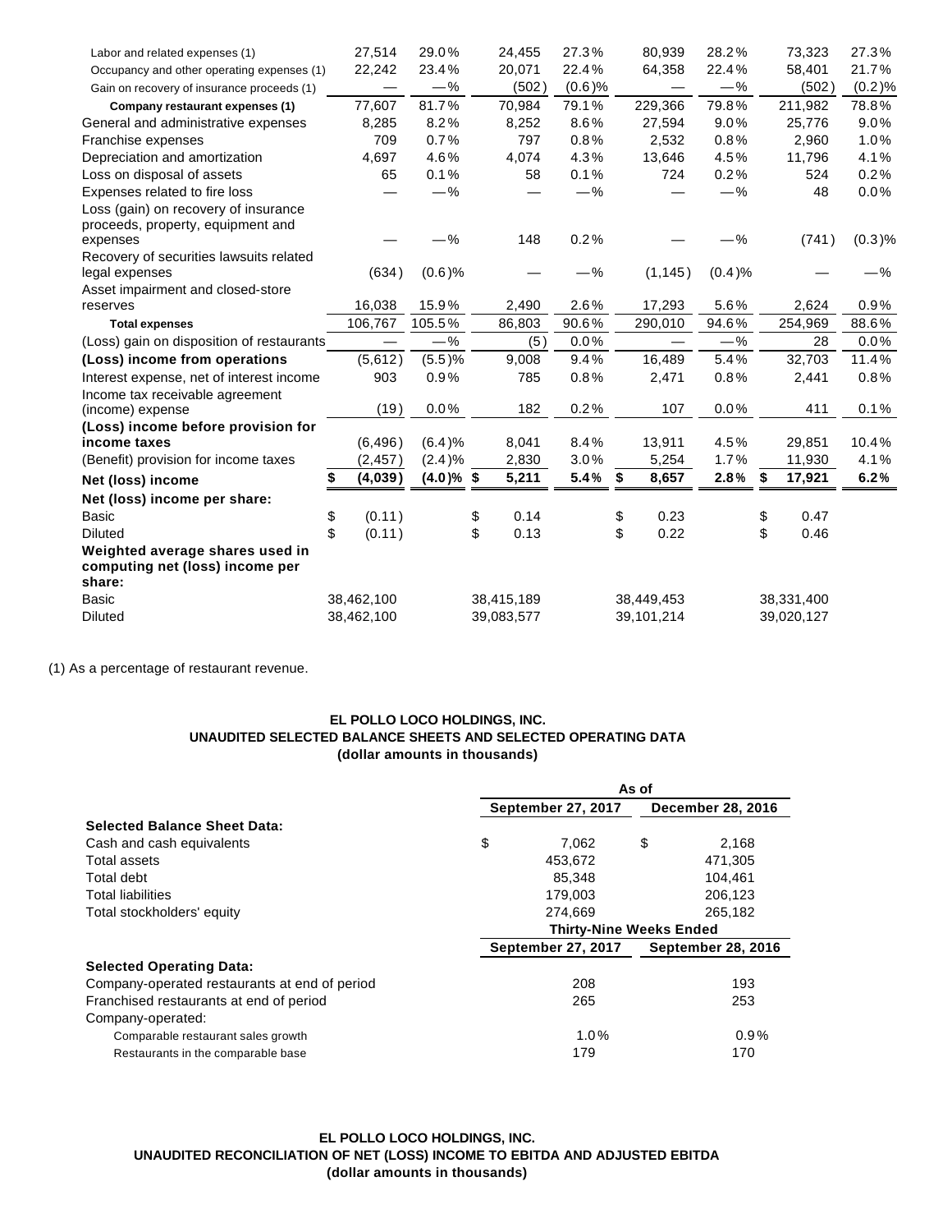| | | | | | | | | |
|---|---|---|---|---|---|---|---|---|
| Labor and related expenses (1) | 27,514 | 29.0% | 24,455 | 27.3% | 80,939 | 28.2% | 73,323 | 27.3% |
| Occupancy and other operating expenses (1) | 22,242 | 23.4% | 20,071 | 22.4% | 64,358 | 22.4% | 58,401 | 21.7% |
| Gain on recovery of insurance proceeds (1) | — | —% | (502) | (0.6)% | — | —% | (502) | (0.2)% |
| **Company restaurant expenses (1)** | 77,607 | 81.7% | 70,984 | 79.1% | 229,366 | 79.8% | 211,982 | 78.8% |
| General and administrative expenses | 8,285 | 8.2% | 8,252 | 8.6% | 27,594 | 9.0% | 25,776 | 9.0% |
| Franchise expenses | 709 | 0.7% | 797 | 0.8% | 2,532 | 0.8% | 2,960 | 1.0% |
| Depreciation and amortization | 4,697 | 4.6% | 4,074 | 4.3% | 13,646 | 4.5% | 11,796 | 4.1% |
| Loss on disposal of assets | 65 | 0.1% | 58 | 0.1% | 724 | 0.2% | 524 | 0.2% |
| Expenses related to fire loss | — | —% | — | —% | — | —% | 48 | 0.0% |
| Loss (gain) on recovery of insurance proceeds, property, equipment and expenses | — | —% | 148 | 0.2% | — | —% | (741) | (0.3)% |
| Recovery of securities lawsuits related legal expenses | (634) | (0.6)% | — | —% | (1,145) | (0.4)% | — | —% |
| Asset impairment and closed-store reserves | 16,038 | 15.9% | 2,490 | 2.6% | 17,293 | 5.6% | 2,624 | 0.9% |
| **Total expenses** | 106,767 | 105.5% | 86,803 | 90.6% | 290,010 | 94.6% | 254,969 | 88.6% |
| (Loss) gain on disposition of restaurants | — | —% | (5) | 0.0% | — | —% | 28 | 0.0% |
| **(Loss) income from operations** | (5,612) | (5.5)% | 9,008 | 9.4% | 16,489 | 5.4% | 32,703 | 11.4% |
| Interest expense, net of interest income | 903 | 0.9% | 785 | 0.8% | 2,471 | 0.8% | 2,441 | 0.8% |
| Income tax receivable agreement (income) expense | (19) | 0.0% | 182 | 0.2% | 107 | 0.0% | 411 | 0.1% |
| **(Loss) income before provision for income taxes** | (6,496) | (6.4)% | 8,041 | 8.4% | 13,911 | 4.5% | 29,851 | 10.4% |
| (Benefit) provision for income taxes | (2,457) | (2.4)% | 2,830 | 3.0% | 5,254 | 1.7% | 11,930 | 4.1% |
| **Net (loss) income** | **$ (4,039)** | **(4.0)%** | **$ 5,211** | **5.4%** | **$ 8,657** | **2.8%** | **$ 17,921** | **6.2%** |
| **Net (loss) income per share:** | | | | | | | | |
| Basic | $ (0.11) | | $ 0.14 | | $ 0.23 | | $ 0.47 | |
| Diluted | $ (0.11) | | $ 0.13 | | $ 0.22 | | $ 0.46 | |
| **Weighted average shares used in computing net (loss) income per share:** | | | | | | | | |
| Basic | 38,462,100 | | 38,415,189 | | 38,449,453 | | 38,331,400 | |
| Diluted | 38,462,100 | | 39,083,577 | | 39,101,214 | | 39,020,127 | |

(1) As a percentage of restaurant revenue.

**EL POLLO LOCO HOLDINGS, INC.**
**UNAUDITED SELECTED BALANCE SHEETS AND SELECTED OPERATING DATA**
**(dollar amounts in thousands)**

| | As of | |
|---|---|---|
| | September 27, 2017 | December 28, 2016 |
| **Selected Balance Sheet Data:** | | |
| Cash and cash equivalents | $ 7,062 | $ 2,168 |
| Total assets | 453,672 | 471,305 |
| Total debt | 85,348 | 104,461 |
| Total liabilities | 179,003 | 206,123 |
| Total stockholders' equity | 274,669 | 265,182 |
| | **Thirty-Nine Weeks Ended** | |
| | September 27, 2017 | September 28, 2016 |
| **Selected Operating Data:** | | |
| Company-operated restaurants at end of period | 208 | 193 |
| Franchised restaurants at end of period | 265 | 253 |
| Company-operated: | | |
| Comparable restaurant sales growth | 1.0% | 0.9% |
| Restaurants in the comparable base | 179 | 170 |

**EL POLLO LOCO HOLDINGS, INC.**
**UNAUDITED RECONCILIATION OF NET (LOSS) INCOME TO EBITDA AND ADJUSTED EBITDA**
**(dollar amounts in thousands)**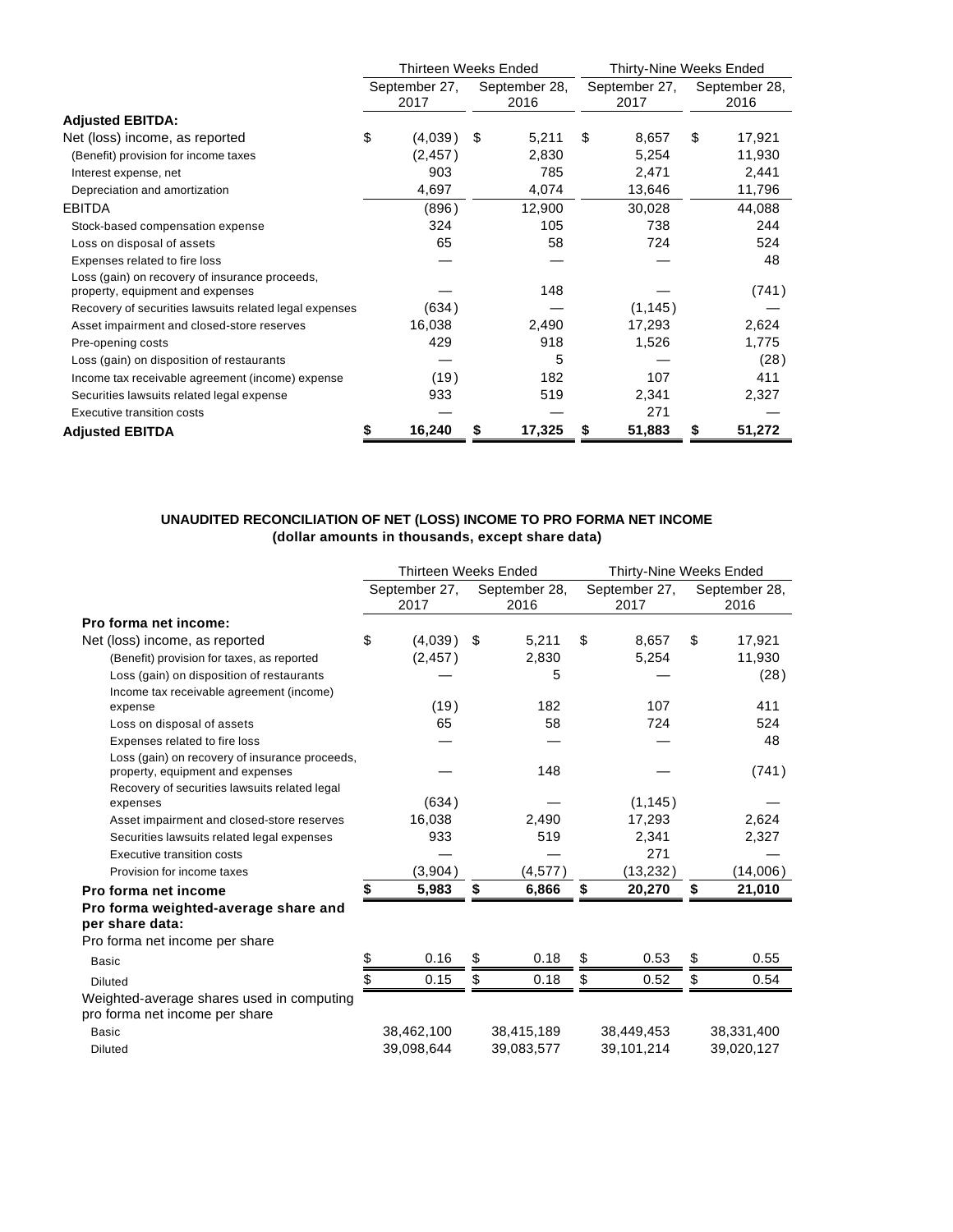| | Thirteen Weeks Ended | | Thirty-Nine Weeks Ended | |
|---|---|---|---|---|
| | September 27, 2017 | September 28, 2016 | September 27, 2017 | September 28, 2016 |
| **Adjusted EBITDA:** | | | | |
| Net (loss) income, as reported | $ (4,039) | $ 5,211 | $ 8,657 | $ 17,921 |
| (Benefit) provision for income taxes | (2,457) | 2,830 | 5,254 | 11,930 |
| Interest expense, net | 903 | 785 | 2,471 | 2,441 |
| Depreciation and amortization | 4,697 | 4,074 | 13,646 | 11,796 |
| EBITDA | (896) | 12,900 | 30,028 | 44,088 |
| Stock-based compensation expense | 324 | 105 | 738 | 244 |
| Loss on disposal of assets | 65 | 58 | 724 | 524 |
| Expenses related to fire loss | — | — | — | 48 |
| Loss (gain) on recovery of insurance proceeds, property, equipment and expenses | — | 148 | — | (741) |
| Recovery of securities lawsuits related legal expenses | (634) | — | (1,145) | — |
| Asset impairment and closed-store reserves | 16,038 | 2,490 | 17,293 | 2,624 |
| Pre-opening costs | 429 | 918 | 1,526 | 1,775 |
| Loss (gain) on disposition of restaurants | — | 5 | — | (28) |
| Income tax receivable agreement (income) expense | (19) | 182 | 107 | 411 |
| Securities lawsuits related legal expense | 933 | 519 | 2,341 | 2,327 |
| Executive transition costs | — | — | 271 | — |
| **Adjusted EBITDA** | **$ 16,240** | **$ 17,325** | **$ 51,883** | **$ 51,272** |

**UNAUDITED RECONCILIATION OF NET (LOSS) INCOME TO PRO FORMA NET INCOME**
**(dollar amounts in thousands, except share data)**

| | Thirteen Weeks Ended | | Thirty-Nine Weeks Ended | |
|---|---|---|---|---|
| | September 27, 2017 | September 28, 2016 | September 27, 2017 | September 28, 2016 |
| **Pro forma net income:** | | | | |
| Net (loss) income, as reported | $ (4,039) | $ 5,211 | $ 8,657 | $ 17,921 |
| (Benefit) provision for taxes, as reported | (2,457) | 2,830 | 5,254 | 11,930 |
| Loss (gain) on disposition of restaurants | — | 5 | — | (28) |
| Income tax receivable agreement (income) expense | (19) | 182 | 107 | 411 |
| Loss on disposal of assets | 65 | 58 | 724 | 524 |
| Expenses related to fire loss | — | — | — | 48 |
| Loss (gain) on recovery of insurance proceeds, property, equipment and expenses | — | 148 | — | (741) |
| Recovery of securities lawsuits related legal expenses | (634) | — | (1,145) | — |
| Asset impairment and closed-store reserves | 16,038 | 2,490 | 17,293 | 2,624 |
| Securities lawsuits related legal expenses | 933 | 519 | 2,341 | 2,327 |
| Executive transition costs | — | — | 271 | — |
| Provision for income taxes | (3,904) | (4,577) | (13,232) | (14,006) |
| **Pro forma net income** | **$ 5,983** | **$ 6,866** | **$ 20,270** | **$ 21,010** |
| **Pro forma weighted-average share and per share data:** | | | | |
| Pro forma net income per share | | | | |
| Basic | $ 0.16 | $ 0.18 | $ 0.53 | $ 0.55 |
| Diluted | $ 0.15 | $ 0.18 | $ 0.52 | $ 0.54 |
| Weighted-average shares used in computing pro forma net income per share | | | | |
| Basic | 38,462,100 | 38,415,189 | 38,449,453 | 38,331,400 |
| Diluted | 39,098,644 | 39,083,577 | 39,101,214 | 39,020,127 |